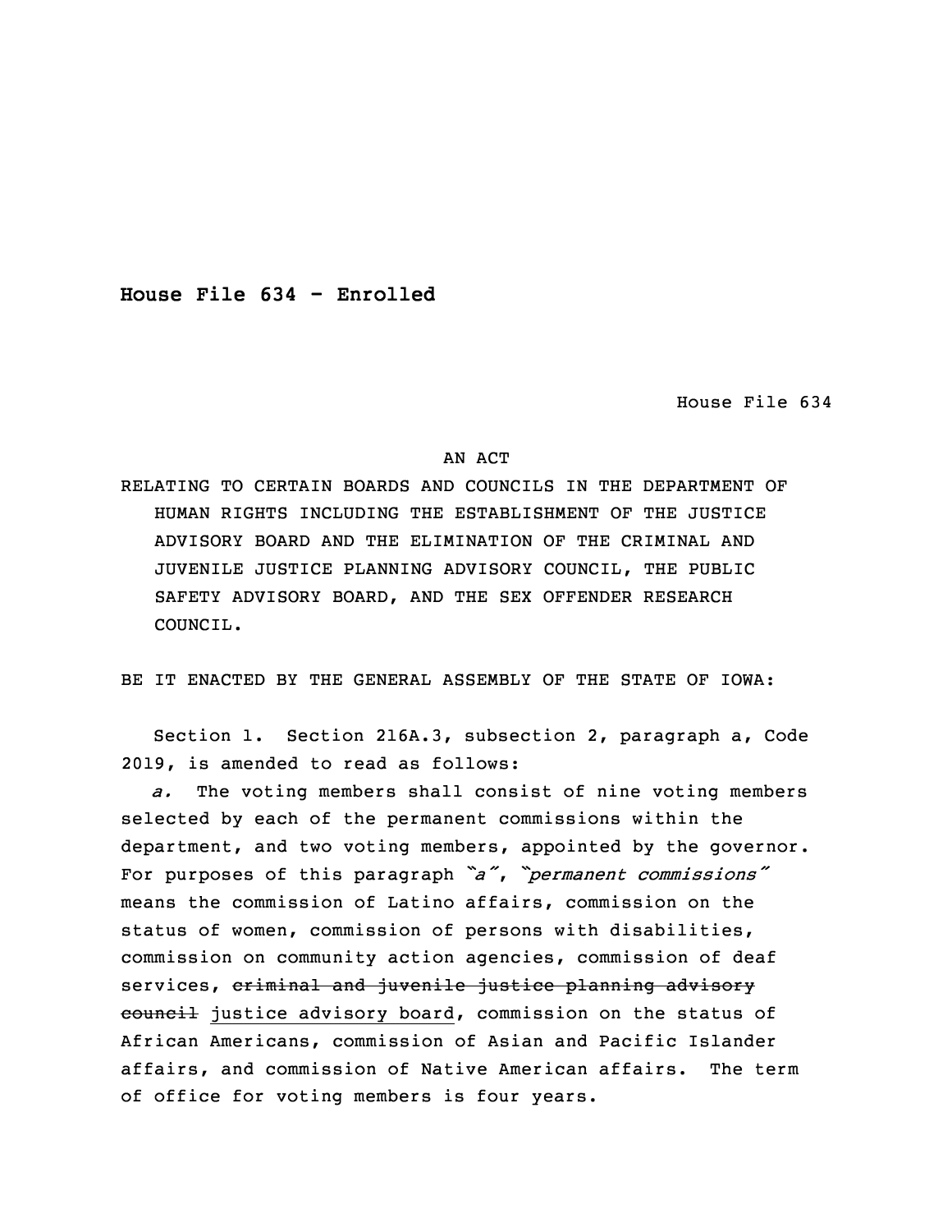**House File 634 - Enrolled**

House File 634

AN ACT

RELATING TO CERTAIN BOARDS AND COUNCILS IN THE DEPARTMENT OF HUMAN RIGHTS INCLUDING THE ESTABLISHMENT OF THE JUSTICE ADVISORY BOARD AND THE ELIMINATION OF THE CRIMINAL AND JUVENILE JUSTICE PLANNING ADVISORY COUNCIL, THE PUBLIC SAFETY ADVISORY BOARD, AND THE SEX OFFENDER RESEARCH COUNCIL.

BE IT ENACTED BY THE GENERAL ASSEMBLY OF THE STATE OF IOWA:

Section 1. Section 216A.3, subsection 2, paragraph a, Code 2019, is amended to read as follows:

*a.* The voting members shall consist of nine voting members selected by each of the permanent commissions within the department, and two voting members, appointed by the governor. For purposes of this paragraph *"a"*, *"permanent commissions"* means the commission of Latino affairs, commission on the status of women, commission of persons with disabilities, commission on community action agencies, commission of deaf services, ~~criminal and juvenile justice planning advisory council~~ <u>justice advisory board</u>, commission on the status of African Americans, commission of Asian and Pacific Islander affairs, and commission of Native American affairs. The term of office for voting members is four years.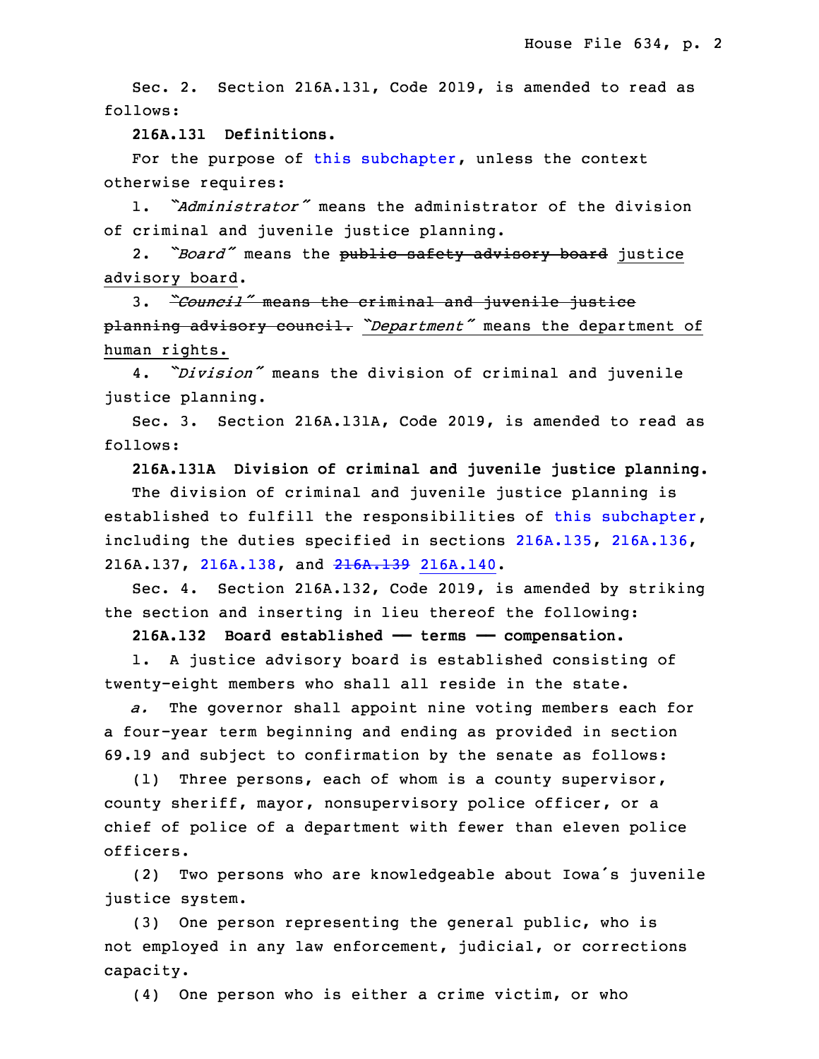Sec. 2. Section 216A.131, Code 2019, is amended to read as follows:

**216A.131 Definitions.**

For the purpose of this subchapter, unless the context otherwise requires:

1. *"Administrator"* means the administrator of the division of criminal and juvenile justice planning.

2. *"Board"* means the ~~public safety advisory board~~ justice advisory board.

3. ~~*"Council"* means the criminal and juvenile justice planning advisory council.~~ *"Department"* means the department of human rights.

4. *"Division"* means the division of criminal and juvenile justice planning.

Sec. 3. Section 216A.131A, Code 2019, is amended to read as follows:

**216A.131A Division of criminal and juvenile justice planning.**

The division of criminal and juvenile justice planning is established to fulfill the responsibilities of this subchapter, including the duties specified in sections 216A.135, 216A.136, 216A.137, 216A.138, and ~~216A.139~~ 216A.140.

Sec. 4. Section 216A.132, Code 2019, is amended by striking the section and inserting in lieu thereof the following:

**216A.132 Board established — terms — compensation.**

1. A justice advisory board is established consisting of twenty-eight members who shall all reside in the state.

*a.* The governor shall appoint nine voting members each for a four-year term beginning and ending as provided in section 69.19 and subject to confirmation by the senate as follows:

(1) Three persons, each of whom is a county supervisor, county sheriff, mayor, nonsupervisory police officer, or a chief of police of a department with fewer than eleven police officers.

(2) Two persons who are knowledgeable about Iowa's juvenile justice system.

(3) One person representing the general public, who is not employed in any law enforcement, judicial, or corrections capacity.

(4) One person who is either a crime victim, or who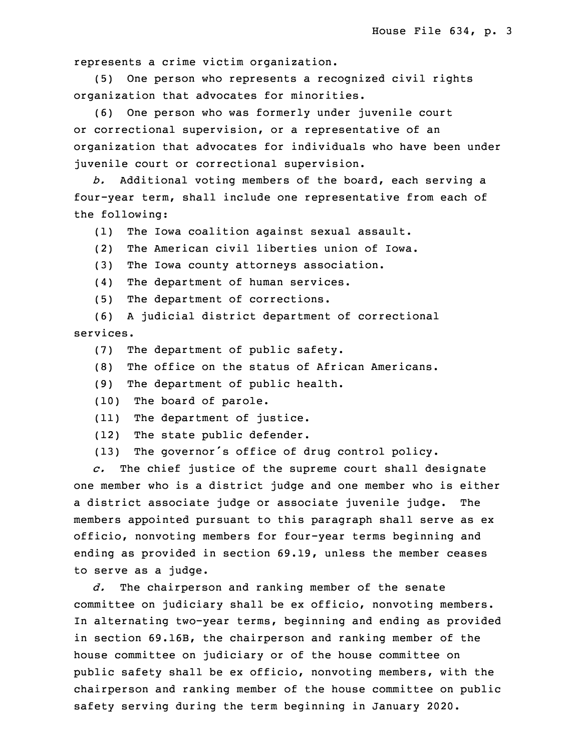represents a crime victim organization.

(5) One person who represents a recognized civil rights organization that advocates for minorities.

(6) One person who was formerly under juvenile court or correctional supervision, or a representative of an organization that advocates for individuals who have been under juvenile court or correctional supervision.

*b.* Additional voting members of the board, each serving a four-year term, shall include one representative from each of the following:

(1) The Iowa coalition against sexual assault.

(2) The American civil liberties union of Iowa.

(3) The Iowa county attorneys association.

(4) The department of human services.

(5) The department of corrections.

(6) A judicial district department of correctional services.

(7) The department of public safety.

(8) The office on the status of African Americans.

(9) The department of public health.

(10) The board of parole.

(11) The department of justice.

(12) The state public defender.

(13) The governor's office of drug control policy.

*c.* The chief justice of the supreme court shall designate one member who is a district judge and one member who is either a district associate judge or associate juvenile judge. The members appointed pursuant to this paragraph shall serve as ex officio, nonvoting members for four-year terms beginning and ending as provided in section 69.19, unless the member ceases to serve as a judge.

*d.* The chairperson and ranking member of the senate committee on judiciary shall be ex officio, nonvoting members. In alternating two-year terms, beginning and ending as provided in section 69.16B, the chairperson and ranking member of the house committee on judiciary or of the house committee on public safety shall be ex officio, nonvoting members, with the chairperson and ranking member of the house committee on public safety serving during the term beginning in January 2020.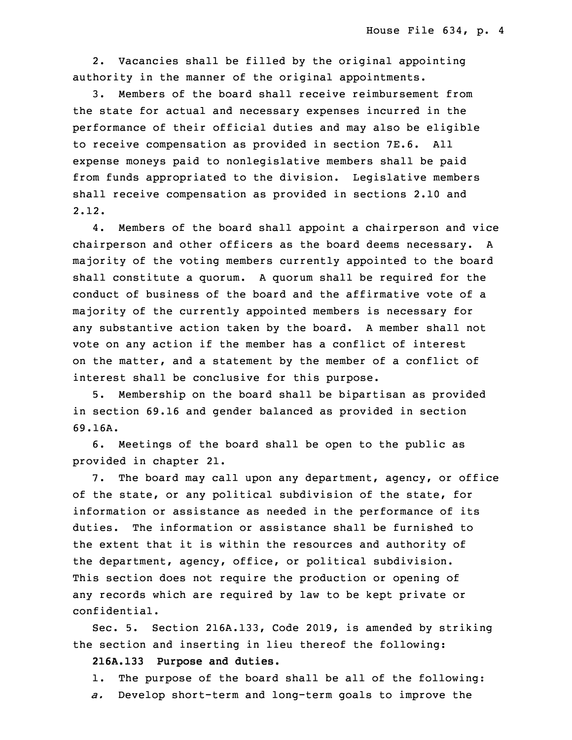2. Vacancies shall be filled by the original appointing authority in the manner of the original appointments.

3. Members of the board shall receive reimbursement from the state for actual and necessary expenses incurred in the performance of their official duties and may also be eligible to receive compensation as provided in section 7E.6. All expense moneys paid to nonlegislative members shall be paid from funds appropriated to the division. Legislative members shall receive compensation as provided in sections 2.10 and 2.12.

4. Members of the board shall appoint a chairperson and vice chairperson and other officers as the board deems necessary. A majority of the voting members currently appointed to the board shall constitute a quorum. A quorum shall be required for the conduct of business of the board and the affirmative vote of a majority of the currently appointed members is necessary for any substantive action taken by the board. A member shall not vote on any action if the member has a conflict of interest on the matter, and a statement by the member of a conflict of interest shall be conclusive for this purpose.

5. Membership on the board shall be bipartisan as provided in section 69.16 and gender balanced as provided in section 69.16A.

6. Meetings of the board shall be open to the public as provided in chapter 21.

7. The board may call upon any department, agency, or office of the state, or any political subdivision of the state, for information or assistance as needed in the performance of its duties. The information or assistance shall be furnished to the extent that it is within the resources and authority of the department, agency, office, or political subdivision. This section does not require the production or opening of any records which are required by law to be kept private or confidential.

Sec. 5. Section 216A.133, Code 2019, is amended by striking the section and inserting in lieu thereof the following:

**216A.133 Purpose and duties.**

1. The purpose of the board shall be all of the following:

*a.* Develop short-term and long-term goals to improve the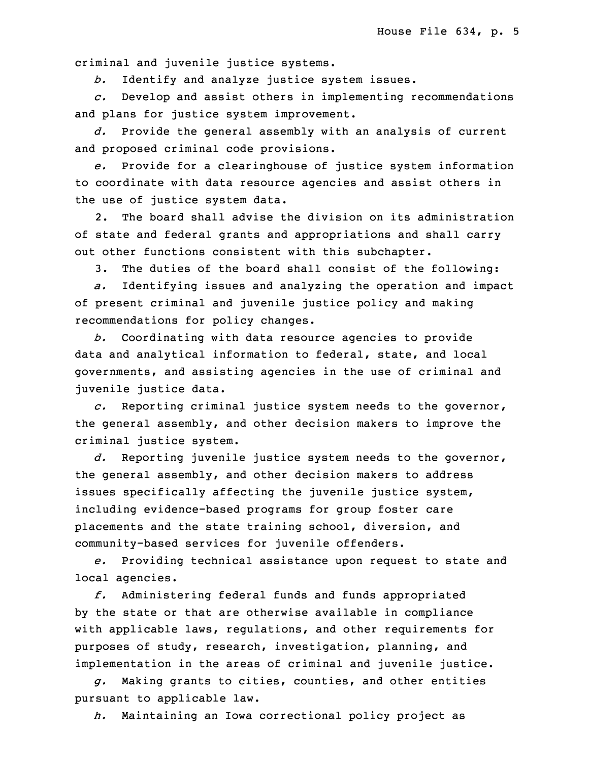criminal and juvenile justice systems.

*b.* Identify and analyze justice system issues.

*c.* Develop and assist others in implementing recommendations and plans for justice system improvement.

*d.* Provide the general assembly with an analysis of current and proposed criminal code provisions.

*e.* Provide for a clearinghouse of justice system information to coordinate with data resource agencies and assist others in the use of justice system data.

2. The board shall advise the division on its administration of state and federal grants and appropriations and shall carry out other functions consistent with this subchapter.

3. The duties of the board shall consist of the following:

*a.* Identifying issues and analyzing the operation and impact of present criminal and juvenile justice policy and making recommendations for policy changes.

*b.* Coordinating with data resource agencies to provide data and analytical information to federal, state, and local governments, and assisting agencies in the use of criminal and juvenile justice data.

*c.* Reporting criminal justice system needs to the governor, the general assembly, and other decision makers to improve the criminal justice system.

*d.* Reporting juvenile justice system needs to the governor, the general assembly, and other decision makers to address issues specifically affecting the juvenile justice system, including evidence-based programs for group foster care placements and the state training school, diversion, and community-based services for juvenile offenders.

*e.* Providing technical assistance upon request to state and local agencies.

*f.* Administering federal funds and funds appropriated by the state or that are otherwise available in compliance with applicable laws, regulations, and other requirements for purposes of study, research, investigation, planning, and implementation in the areas of criminal and juvenile justice.

*g.* Making grants to cities, counties, and other entities pursuant to applicable law.

*h.* Maintaining an Iowa correctional policy project as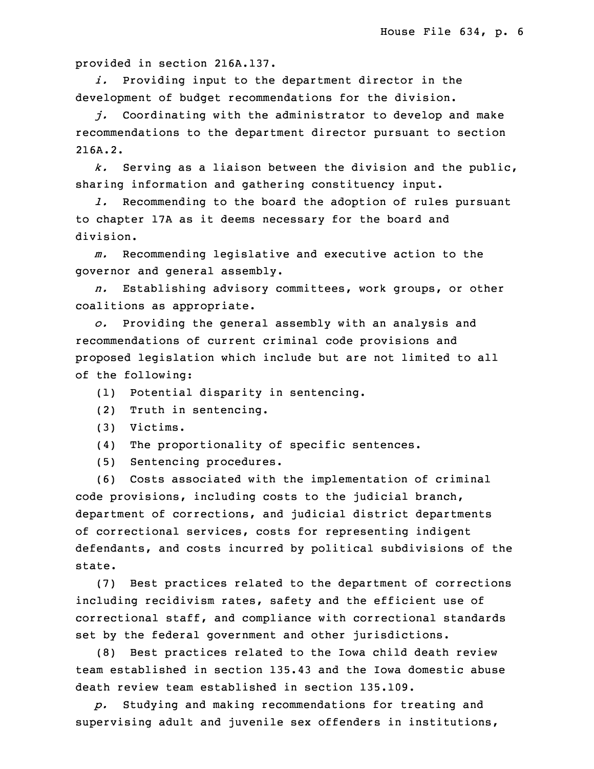provided in section 216A.137.

*i.* Providing input to the department director in the development of budget recommendations for the division.

*j.* Coordinating with the administrator to develop and make recommendations to the department director pursuant to section 216A.2.

*k.* Serving as a liaison between the division and the public, sharing information and gathering constituency input.

*l.* Recommending to the board the adoption of rules pursuant to chapter 17A as it deems necessary for the board and division.

*m.* Recommending legislative and executive action to the governor and general assembly.

*n.* Establishing advisory committees, work groups, or other coalitions as appropriate.

*o.* Providing the general assembly with an analysis and recommendations of current criminal code provisions and proposed legislation which include but are not limited to all of the following:

(1) Potential disparity in sentencing.

(2) Truth in sentencing.

(3) Victims.

(4) The proportionality of specific sentences.

(5) Sentencing procedures.

(6) Costs associated with the implementation of criminal code provisions, including costs to the judicial branch, department of corrections, and judicial district departments of correctional services, costs for representing indigent defendants, and costs incurred by political subdivisions of the state.

(7) Best practices related to the department of corrections including recidivism rates, safety and the efficient use of correctional staff, and compliance with correctional standards set by the federal government and other jurisdictions.

(8) Best practices related to the Iowa child death review team established in section 135.43 and the Iowa domestic abuse death review team established in section 135.109.

*p.* Studying and making recommendations for treating and supervising adult and juvenile sex offenders in institutions,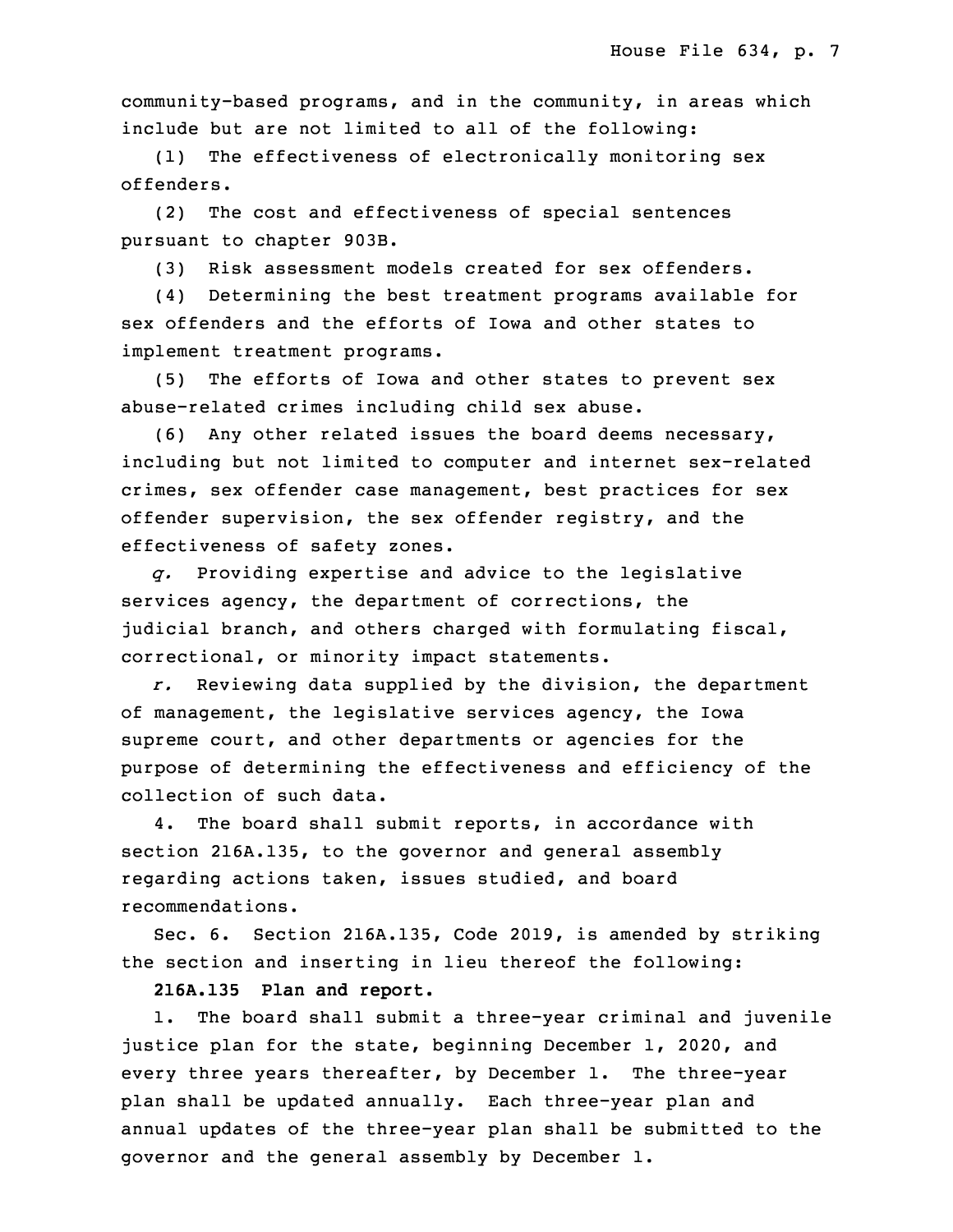community-based programs, and in the community, in areas which include but are not limited to all of the following:

(1) The effectiveness of electronically monitoring sex offenders.

(2) The cost and effectiveness of special sentences pursuant to chapter 903B.

(3) Risk assessment models created for sex offenders.

(4) Determining the best treatment programs available for sex offenders and the efforts of Iowa and other states to implement treatment programs.

(5) The efforts of Iowa and other states to prevent sex abuse-related crimes including child sex abuse.

(6) Any other related issues the board deems necessary, including but not limited to computer and internet sex-related crimes, sex offender case management, best practices for sex offender supervision, the sex offender registry, and the effectiveness of safety zones.

*q.* Providing expertise and advice to the legislative services agency, the department of corrections, the judicial branch, and others charged with formulating fiscal, correctional, or minority impact statements.

*r.* Reviewing data supplied by the division, the department of management, the legislative services agency, the Iowa supreme court, and other departments or agencies for the purpose of determining the effectiveness and efficiency of the collection of such data.

4. The board shall submit reports, in accordance with section 216A.135, to the governor and general assembly regarding actions taken, issues studied, and board recommendations.

Sec. 6. Section 216A.135, Code 2019, is amended by striking the section and inserting in lieu thereof the following:

**216A.135 Plan and report.**

1. The board shall submit a three-year criminal and juvenile justice plan for the state, beginning December 1, 2020, and every three years thereafter, by December 1. The three-year plan shall be updated annually. Each three-year plan and annual updates of the three-year plan shall be submitted to the governor and the general assembly by December 1.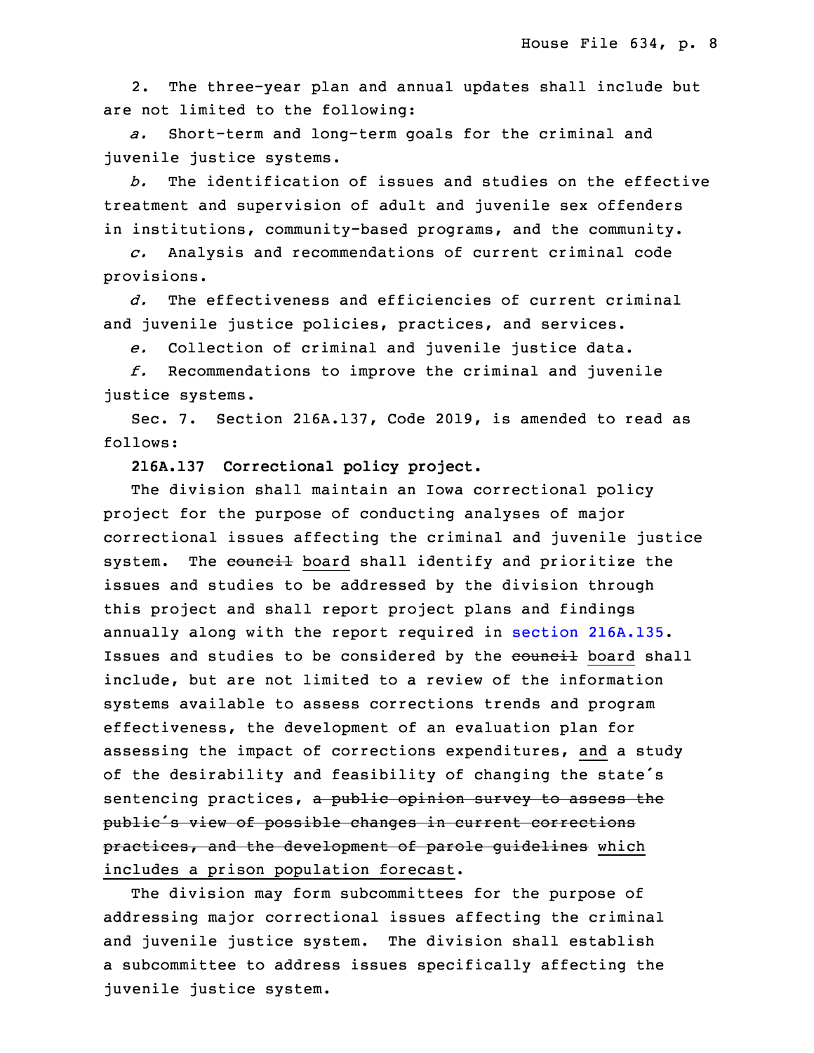2. The three-year plan and annual updates shall include but are not limited to the following:

*a.* Short-term and long-term goals for the criminal and juvenile justice systems.

*b.* The identification of issues and studies on the effective treatment and supervision of adult and juvenile sex offenders in institutions, community-based programs, and the community.

*c.* Analysis and recommendations of current criminal code provisions.

*d.* The effectiveness and efficiencies of current criminal and juvenile justice policies, practices, and services.

*e.* Collection of criminal and juvenile justice data.

*f.* Recommendations to improve the criminal and juvenile justice systems.

Sec. 7. Section 216A.137, Code 2019, is amended to read as follows:

**216A.137 Correctional policy project.**

The division shall maintain an Iowa correctional policy project for the purpose of conducting analyses of major correctional issues affecting the criminal and juvenile justice system. The ~~council~~ board shall identify and prioritize the issues and studies to be addressed by the division through this project and shall report project plans and findings annually along with the report required in section 216A.135. Issues and studies to be considered by the ~~council~~ board shall include, but are not limited to a review of the information systems available to assess corrections trends and program effectiveness, the development of an evaluation plan for assessing the impact of corrections expenditures, and a study of the desirability and feasibility of changing the state's sentencing practices, ~~a public opinion survey to assess the public's view of possible changes in current corrections practices, and the development of parole guidelines~~ which includes a prison population forecast.

The division may form subcommittees for the purpose of addressing major correctional issues affecting the criminal and juvenile justice system. The division shall establish a subcommittee to address issues specifically affecting the juvenile justice system.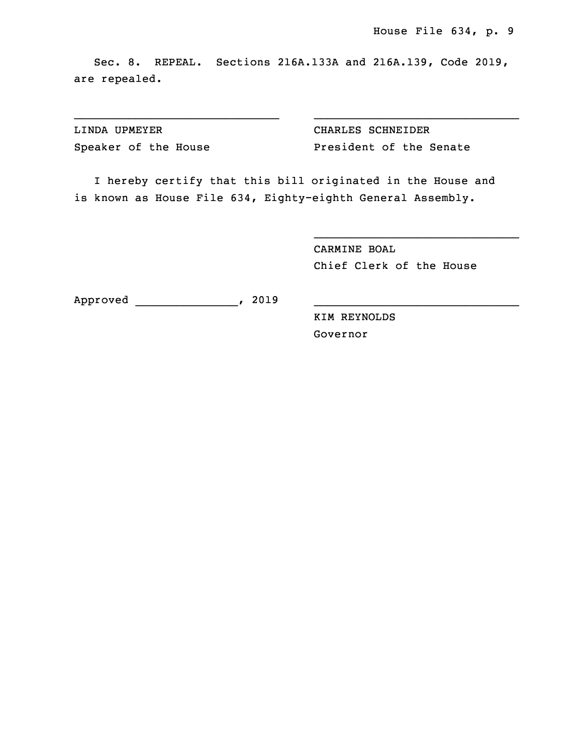Sec. 8. REPEAL. Sections 216A.133A and 216A.139, Code 2019, are repealed.

\_\_\_\_\_\_\_\_\_\_\_\_\_\_\_\_\_\_\_\_\_\_\_\_\_\_\_\_\_\_

LINDA UPMEYER
Speaker of the House

\_\_\_\_\_\_\_\_\_\_\_\_\_\_\_\_\_\_\_\_\_\_\_\_\_\_\_\_\_\_

CHARLES SCHNEIDER
President of the Senate

I hereby certify that this bill originated in the House and is known as House File 634, Eighty-eighth General Assembly.

\_\_\_\_\_\_\_\_\_\_\_\_\_\_\_\_\_\_\_\_\_\_\_\_\_\_\_\_\_\_

CARMINE BOAL
Chief Clerk of the House

Approved \_\_\_\_\_\_\_\_\_\_\_\_\_\_\_\_, 2019

\_\_\_\_\_\_\_\_\_\_\_\_\_\_\_\_\_\_\_\_\_\_\_\_\_\_\_\_\_\_

KIM REYNOLDS
Governor